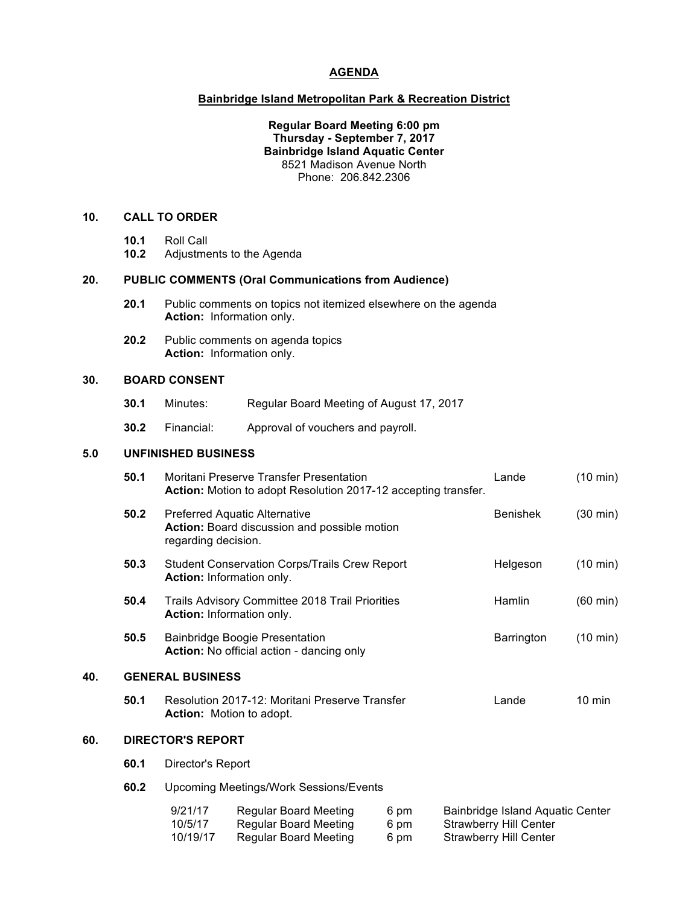# AGENDA

## Bainbridge Island Metropolitan Park & Recreation District

**Regular Board Meeting 6:00 pm**
**Thursday - September 7, 2017**
**Bainbridge Island Aquatic Center**
8521 Madison Avenue North
Phone: 206.842.2306

### 10. CALL TO ORDER

**10.1** Roll Call
**10.2** Adjustments to the Agenda

### 20. PUBLIC COMMENTS (Oral Communications from Audience)

**20.1** Public comments on topics not itemized elsewhere on the agenda
**Action:** Information only.

**20.2** Public comments on agenda topics
**Action:** Information only.

### 30. BOARD CONSENT

**30.1** Minutes: Regular Board Meeting of August 17, 2017

**30.2** Financial: Approval of vouchers and payroll.

### 5.0 UNFINISHED BUSINESS

| | Item | Presenter | Time |
|---|---|---|---|
| **50.1** | Moritani Preserve Transfer Presentation<br>**Action:** Motion to adopt Resolution 2017-12 accepting transfer. | Lande | (10 min) |
| **50.2** | Preferred Aquatic Alternative<br>**Action:** Board discussion and possible motion regarding decision. | Benishek | (30 min) |
| **50.3** | Student Conservation Corps/Trails Crew Report<br>**Action:** Information only. | Helgeson | (10 min) |
| **50.4** | Trails Advisory Committee 2018 Trail Priorities<br>**Action:** Information only. | Hamlin | (60 min) |
| **50.5** | Bainbridge Boogie Presentation<br>**Action:** No official action - dancing only | Barrington | (10 min) |

### 40. GENERAL BUSINESS

| | Item | Presenter | Time |
|---|---|---|---|
| **50.1** | Resolution 2017-12: Moritani Preserve Transfer<br>**Action:** Motion to adopt. | Lande | 10 min |

### 60. DIRECTOR'S REPORT

**60.1** Director's Report

**60.2** Upcoming Meetings/Work Sessions/Events

| Date | Meeting | Time | Location |
|---|---|---|---|
| 9/21/17 | Regular Board Meeting | 6 pm | Bainbridge Island Aquatic Center |
| 10/5/17 | Regular Board Meeting | 6 pm | Strawberry Hill Center |
| 10/19/17 | Regular Board Meeting | 6 pm | Strawberry Hill Center |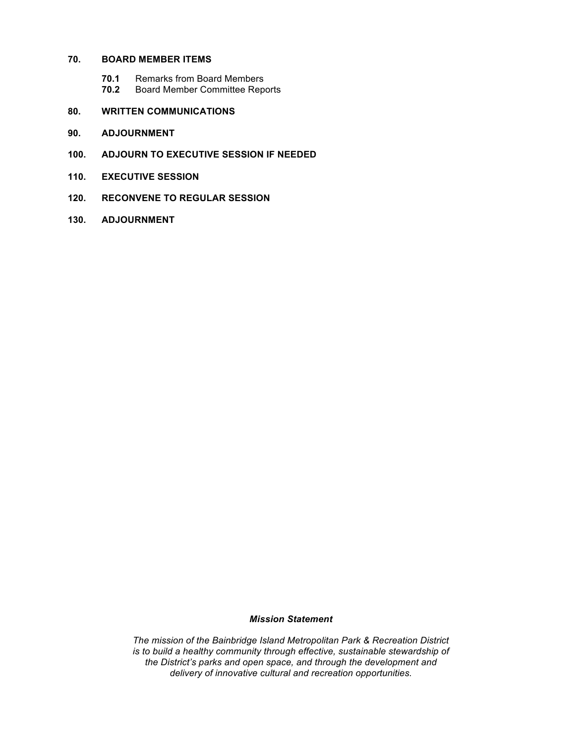**70. BOARD MEMBER ITEMS**

- **70.1** Remarks from Board Members
- **70.2** Board Member Committee Reports

**80. WRITTEN COMMUNICATIONS**

**90. ADJOURNMENT**

**100. ADJOURN TO EXECUTIVE SESSION IF NEEDED**

**110. EXECUTIVE SESSION**

**120. RECONVENE TO REGULAR SESSION**

**130. ADJOURNMENT**

***Mission Statement***

*The mission of the Bainbridge Island Metropolitan Park & Recreation District is to build a healthy community through effective, sustainable stewardship of the District's parks and open space, and through the development and delivery of innovative cultural and recreation opportunities.*